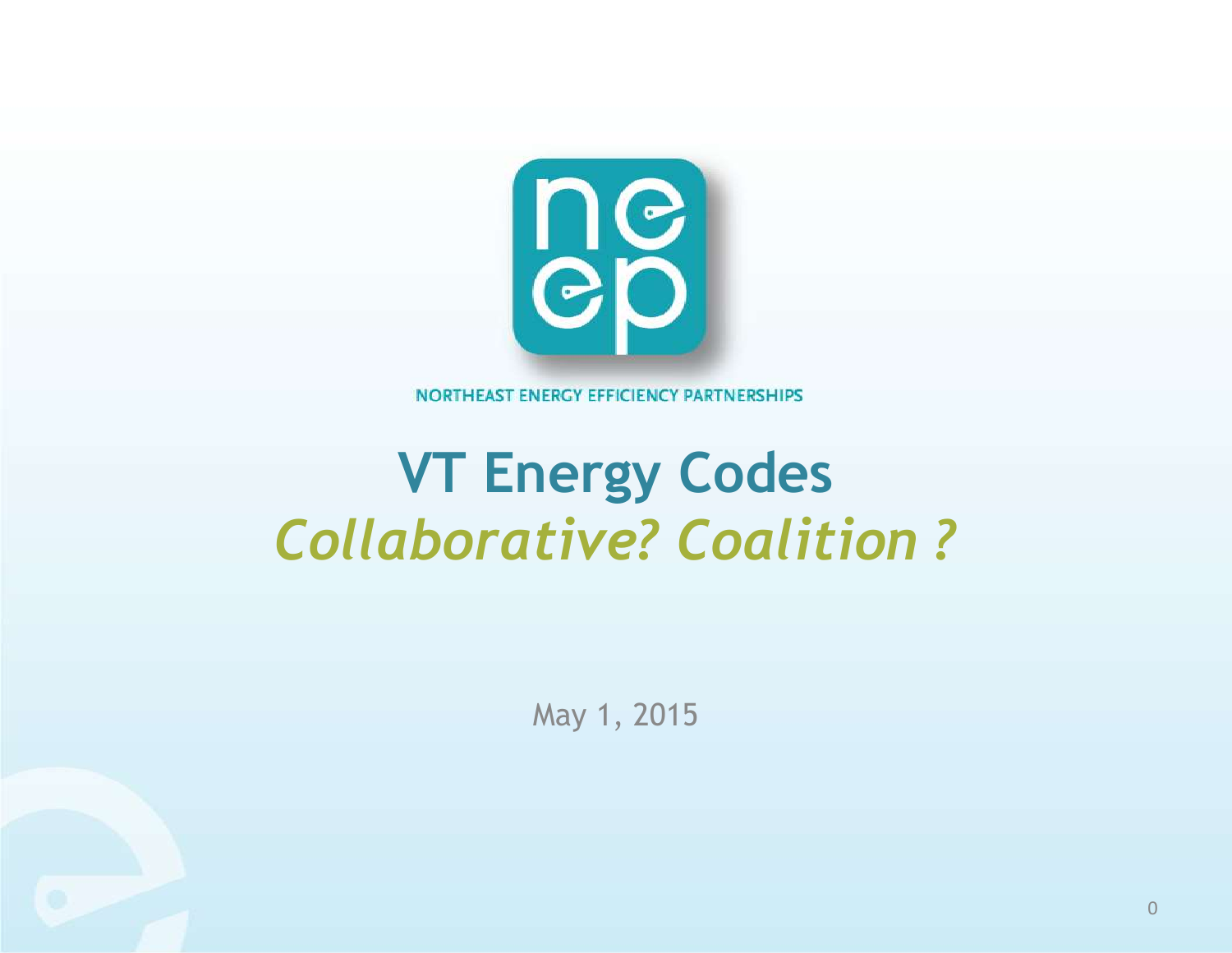NORTHEAST ENERGY EFFICIENCY PARTNERSHIPS

# VT Energy Codes

## *Collaborative? Coalition ?*

May 1, 2015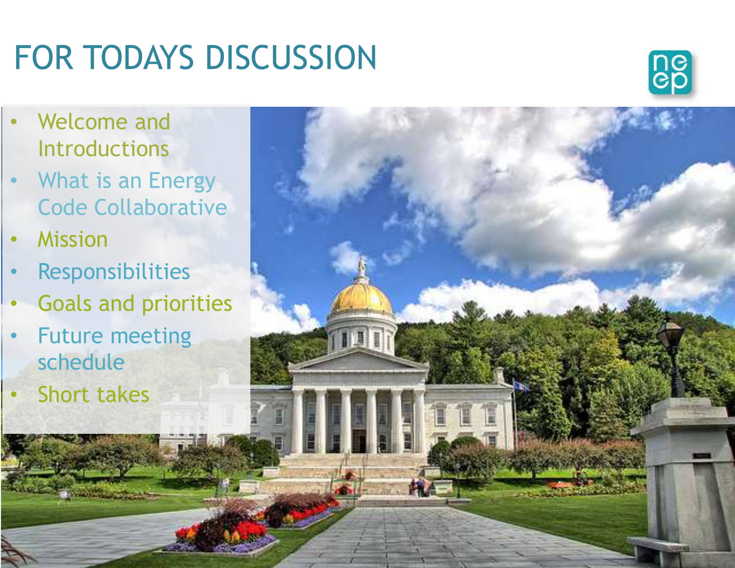# FOR TODAYS DISCUSSION

- Welcome and Introductions
- What is an Energy Code Collaborative
- Mission
- Responsibilities
- Goals and priorities
- Future meeting schedule
- Short takes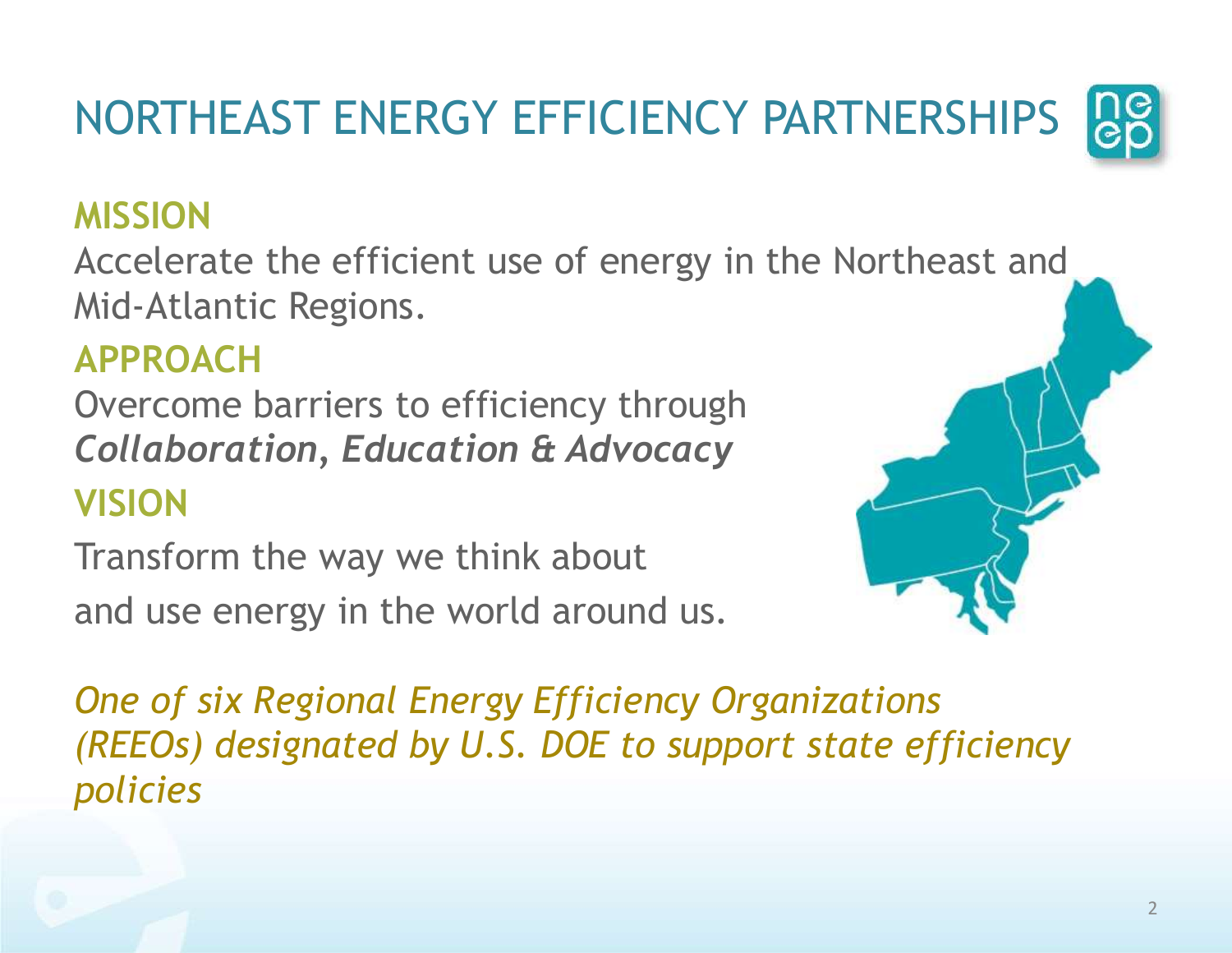# NORTHEAST ENERGY EFFICIENCY PARTNERSHIPS

## MISSION

Accelerate the efficient use of energy in the Northeast and Mid-Atlantic Regions.

## APPROACH

Overcome barriers to efficiency through ***Collaboration, Education & Advocacy***

## VISION

Transform the way we think about and use energy in the world around us.

*One of six Regional Energy Efficiency Organizations (REEOs) designated by U.S. DOE to support state efficiency policies*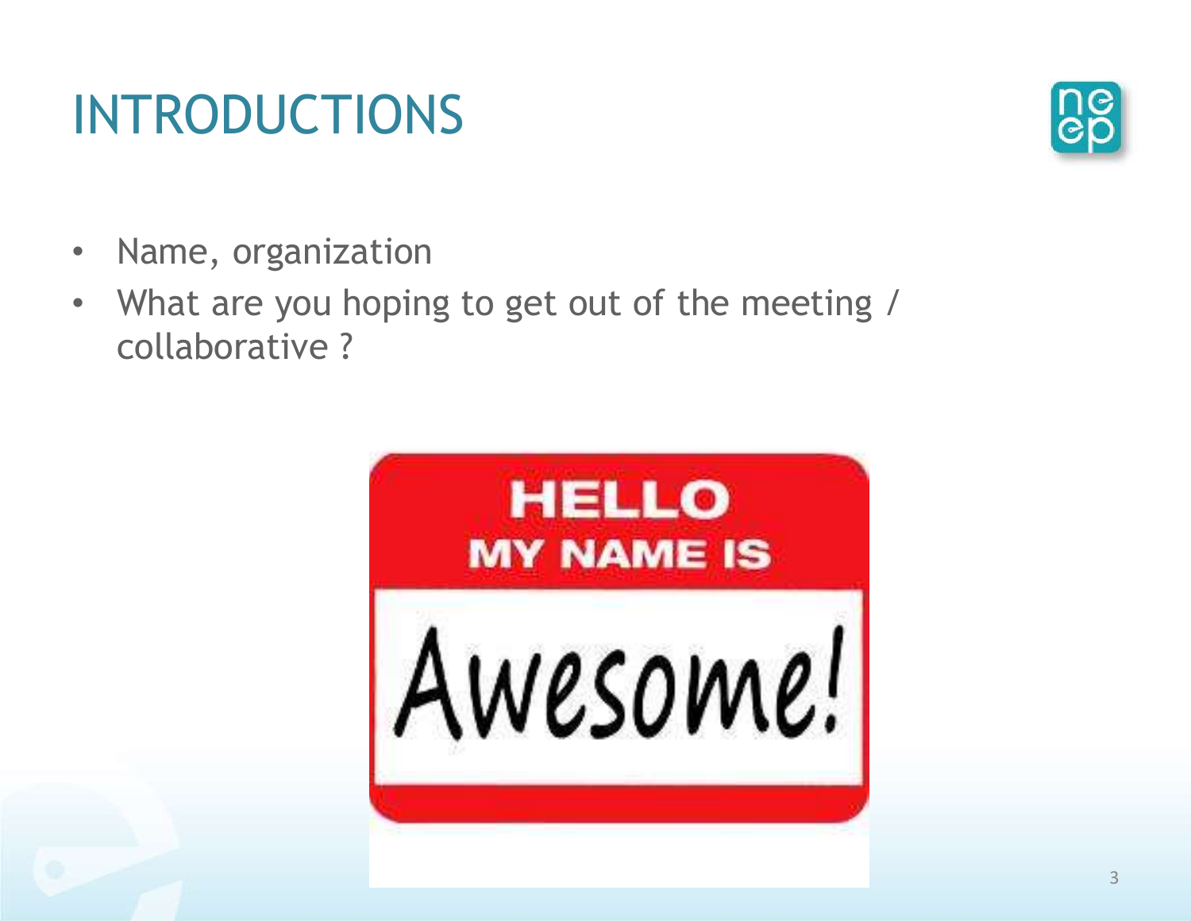# INTRODUCTIONS

- Name, organization
- What are you hoping to get out of the meeting / collaborative ?

HELLO
MY NAME IS
Awesome!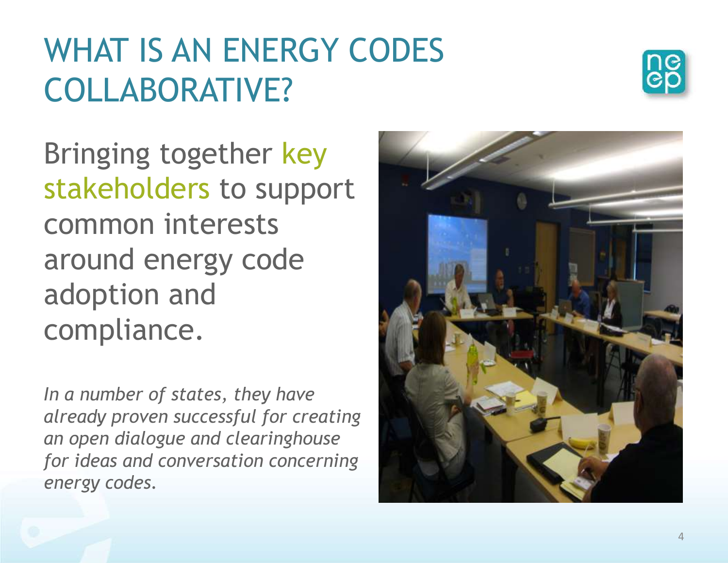# WHAT IS AN ENERGY CODES COLLABORATIVE?

Bringing together key stakeholders to support common interests around energy code adoption and compliance.

*In a number of states, they have already proven successful for creating an open dialogue and clearinghouse for ideas and conversation concerning energy codes.*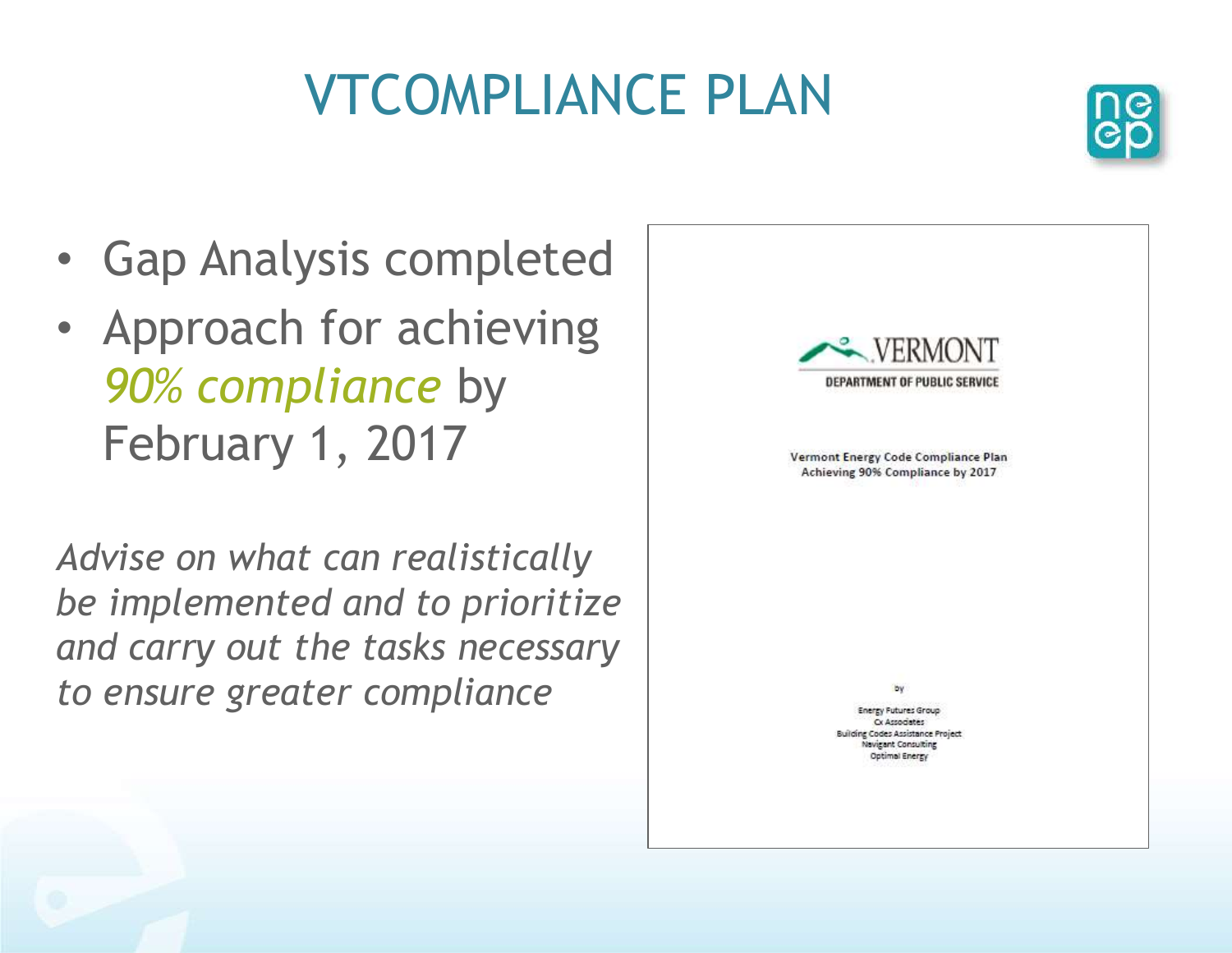# VTCOMPLIANCE PLAN

- Gap Analysis completed
- Approach for achieving *90% compliance* by February 1, 2017

*Advise on what can realistically be implemented and to prioritize and carry out the tasks necessary to ensure greater compliance*

VERMONT
DEPARTMENT OF PUBLIC SERVICE

Vermont Energy Code Compliance Plan
Achieving 90% Compliance by 2017

by

Energy Futures Group
Cx Associates
Building Codes Assistance Project
Navigant Consulting
Optimal Energy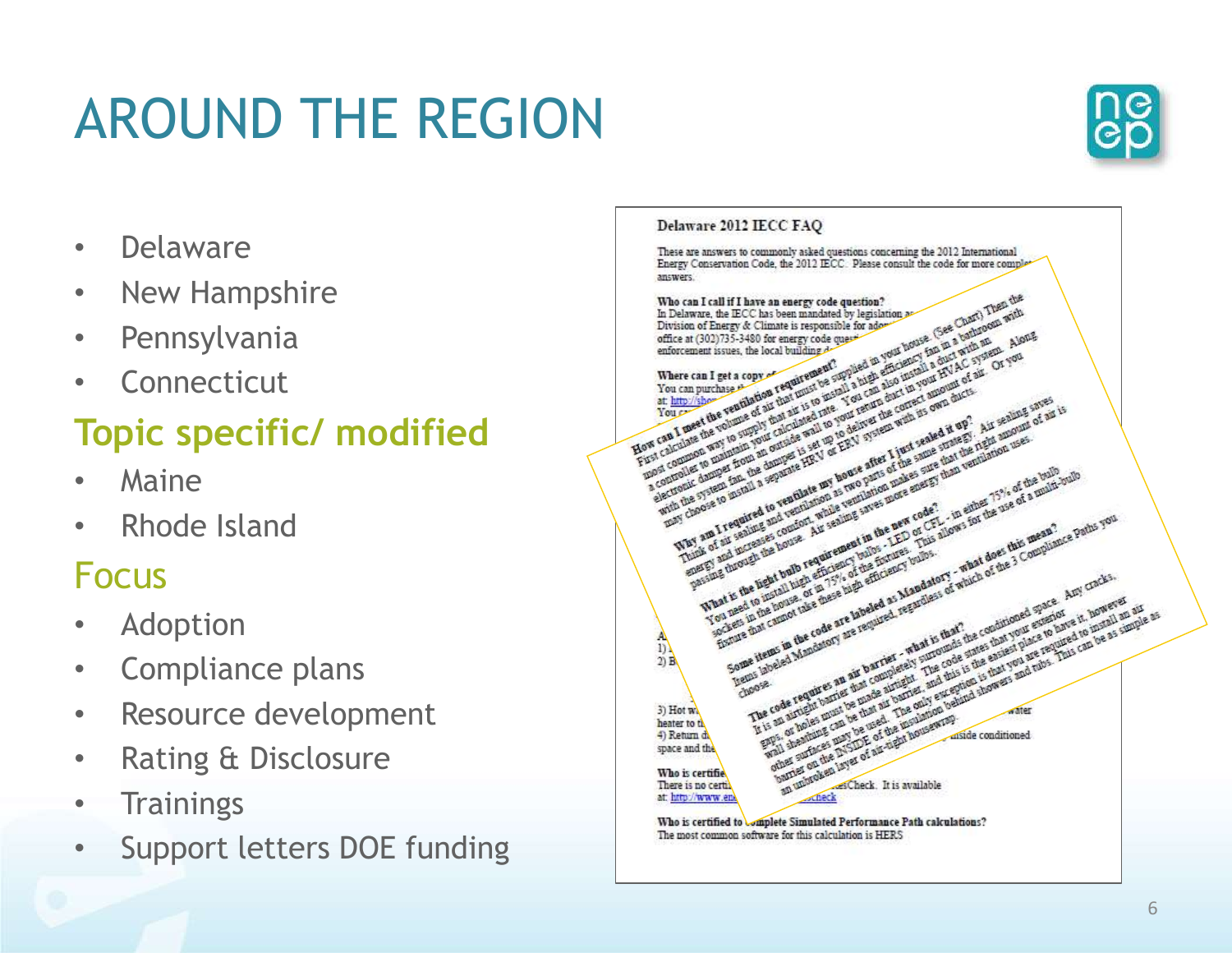# AROUND THE REGION

- Delaware
- New Hampshire
- Pennsylvania
- Connecticut

## Topic specific/ modified

- Maine
- Rhode Island

## Focus

- Adoption
- Compliance plans
- Resource development
- Rating & Disclosure
- Trainings
- Support letters DOE funding

**Delaware 2012 IECC FAQ**

These are answers to commonly asked questions concerning the 2012 International Energy Conservation Code, the 2012 IECC. Please consult the code for more complete answers.

**Who can I call if I have an energy code question?**
In Delaware, the IECC has been mandated by legislation as... Division of Energy & Climate is responsible for adop... office at (302)735-3480 for energy code quest... enforcement issues, the local building d...

**Where can I get a copy of...**
You can purchase th... at: http://sho...

**How can I meet the ventilation requirement?**
First calculate the volume of air that must be supplied in your house. (See Chart) Then the most common way to supply that air is to install a high efficiency fan in a bathroom with a controller to maintain your calculated rate. You can also install a duct with an electronic damper from an outside wall to your return duct in your HVAC system. Along with the system fan, the damper is set up to deliver the correct amount of air. Or you may choose to install a separate HRV or ERV system with its own ducts.

**Why am I required to ventilate my house after I just sealed it up?**
Think of air sealing and ventilation as two parts of the same strategy. Air sealing saves energy and increases comfort, while ventilation makes sure that the right amount of air is passing through the house. Air sealing saves more energy than ventilation uses.

**What is the light bulb requirement in the new code?**
You need to install high efficiency bulbs - LED or CFL - in either 75% of the bulb sockets in the house, or in 75% of the fixtures. This allows for the use of a multi-bulb fixture that cannot take these high efficiency bulbs.

**Some items in the code are labeled as Mandatory - what does this mean?**
Items labeled Mandatory are required, regardless of which of the 3 Compliance Paths you choose.

**The code requires an air barrier - what is that?**
It is an airtight barrier that completely surrounds the conditioned space. Any cracks, gaps, or holes must be made airtight. The code states that your exterior wall sheathing can be that air barrier, and this is the easiest place to have it, however other surfaces may be used. The only exception is that you are required to install an air barrier on the INSIDE of the insulation behind showers and tubs. This can be as simple as an unbroken layer of air-tight housewrap.

A...
1) ...
2) B...

3) Hot w... water heater to t...
4) Return d... inside conditioned space and the...

**Who is certifie...**
There is no certi... ...esCheck. It is available at: http://www.ene... ...escheck

**Who is certified to complete Simulated Performance Path calculations?**
The most common software for this calculation is HERS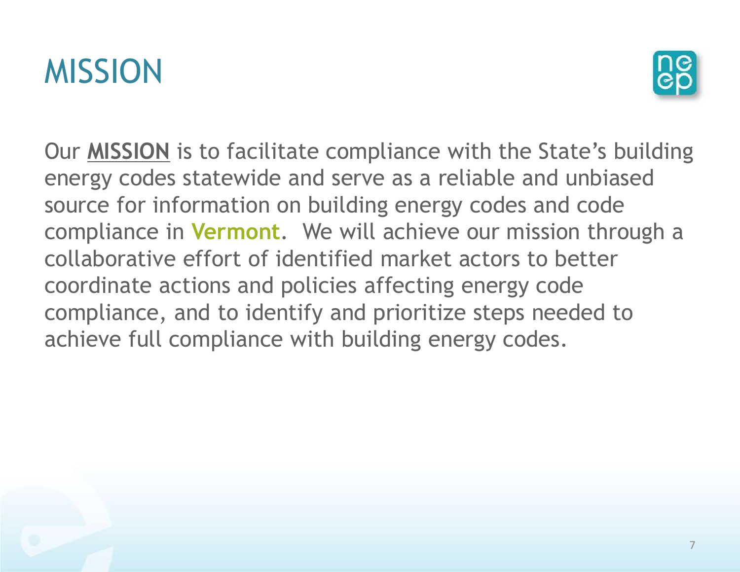# MISSION

Our **MISSION** is to facilitate compliance with the State's building energy codes statewide and serve as a reliable and unbiased source for information on building energy codes and code compliance in **Vermont**. We will achieve our mission through a collaborative effort of identified market actors to better coordinate actions and policies affecting energy code compliance, and to identify and prioritize steps needed to achieve full compliance with building energy codes.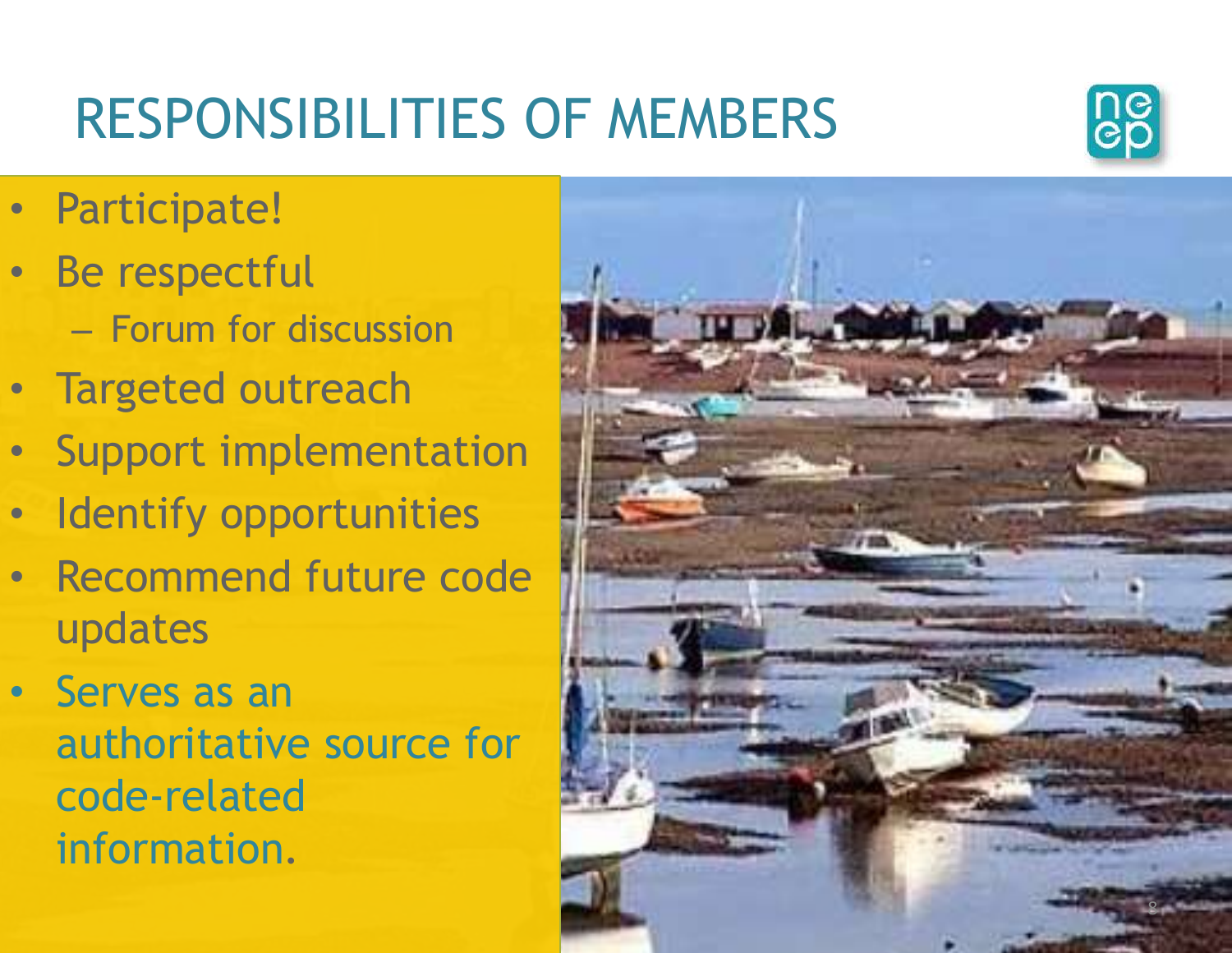# RESPONSIBILITIES OF MEMBERS

- Participate!
- Be respectful
  - Forum for discussion
- Targeted outreach
- Support implementation
- Identify opportunities
- Recommend future code updates
- Serves as an authoritative source for code-related information.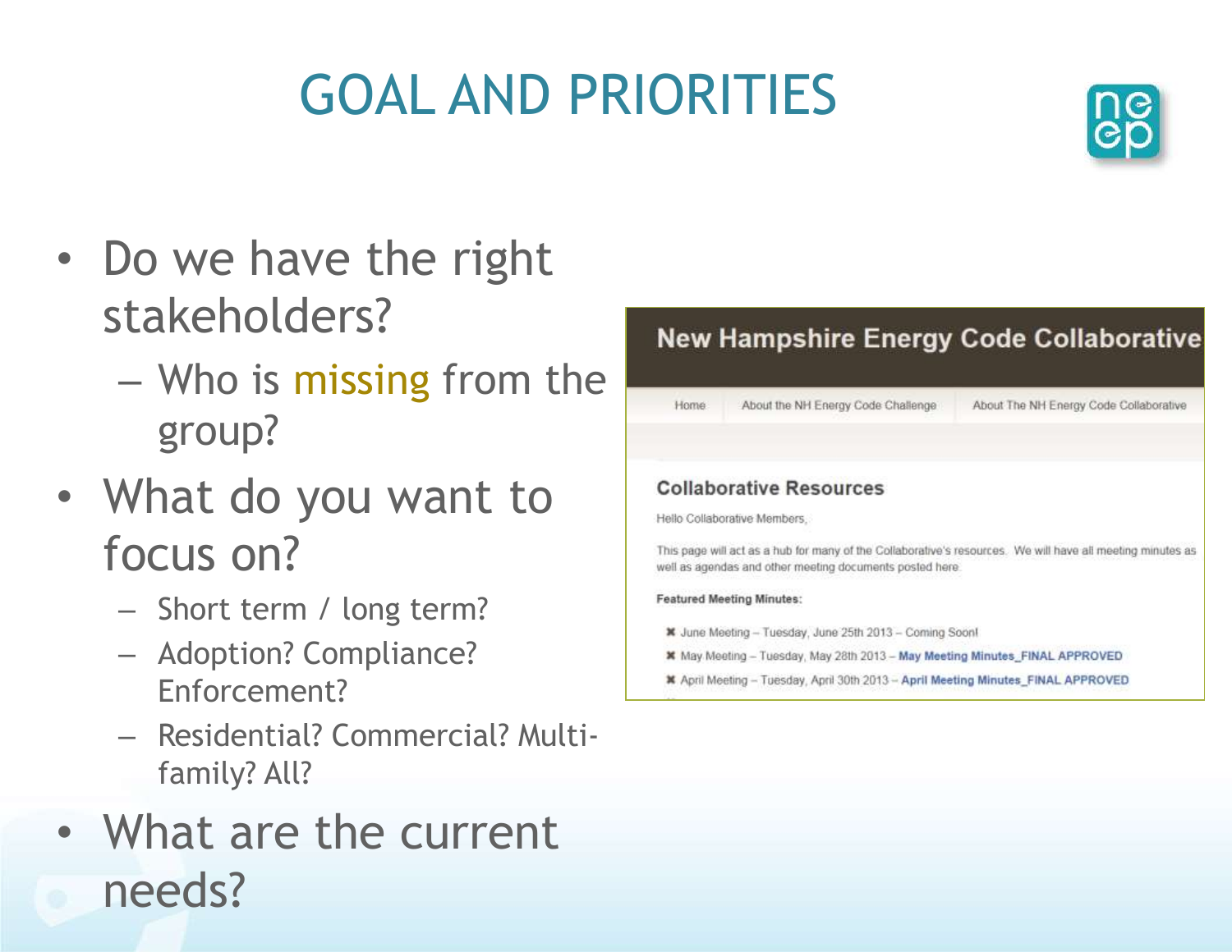# GOAL AND PRIORITIES

- Do we have the right stakeholders?
  - Who is missing from the group?
- What do you want to focus on?
  - Short term / long term?
  - Adoption? Compliance? Enforcement?
  - Residential? Commercial? Multi-family? All?
- What are the current needs?

**New Hampshire Energy Code Collaborative**

Home | About the NH Energy Code Challenge | About The NH Energy Code Collaborative

**Collaborative Resources**

Hello Collaborative Members,

This page will act as a hub for many of the Collaborative's resources. We will have all meeting minutes as well as agendas and other meeting documents posted here.

**Featured Meeting Minutes:**

- June Meeting – Tuesday, June 25th 2013 – Coming Soon!
- May Meeting – Tuesday, May 28th 2013 – **May Meeting Minutes_FINAL APPROVED**
- April Meeting – Tuesday, April 30th 2013 – **April Meeting Minutes_FINAL APPROVED**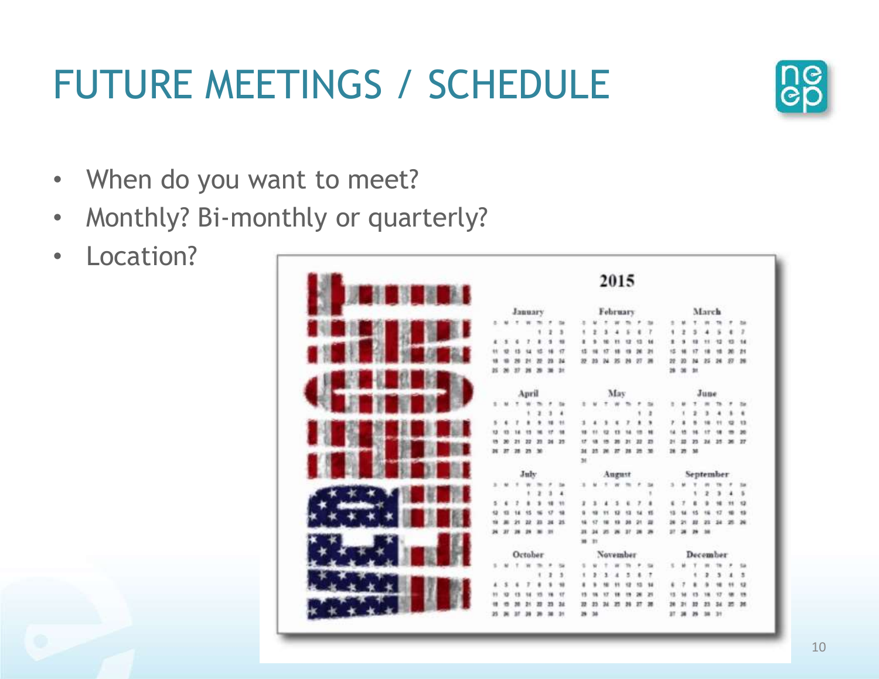# FUTURE MEETINGS / SCHEDULE

- When do you want to meet?
- Monthly? Bi-monthly or quarterly?
- Location?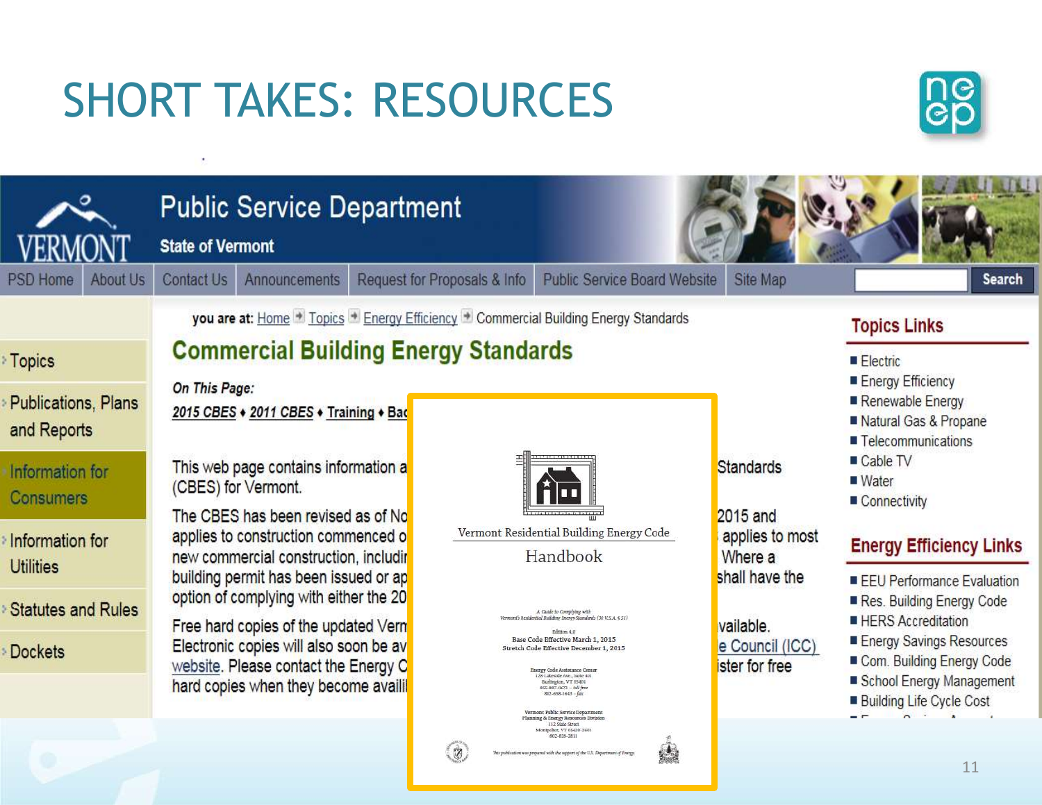# SHORT TAKES: RESOURCES

**Public Service Department**
State of Vermont

PSD Home | About Us | Contact Us | Announcements | Request for Proposals & Info | Public Service Board Website | Site Map | Search

you are at: Home ➔ Topics ➔ Energy Efficiency ➔ Commercial Building Energy Standards

- Topics
- Publications, Plans and Reports
- Information for Consumers
- Information for Utilities
- Statutes and Rules
- Dockets

## Commercial Building Energy Standards

*On This Page:*

**2015 CBES ♦ 2011 CBES ♦ Training ♦ Bac**

This web page contains information a ... Standards (CBES) for Vermont.

The CBES has been revised as of No ... 2015 and applies to construction commenced o ... applies to most new commercial construction, includir ... Where a building permit has been issued or ap ... shall have the option of complying with either the 20

Free hard copies of the updated Verm ... vailable. Electronic copies will also soon be av ... e Council (ICC) website. Please contact the Energy C ... ister for free hard copies when they become availi

Vermont Residential Building Energy Code

Handbook

A Guide to Complying with Vermont's Residential Building Energy Standards (30 V.S.A. § 51)

Edition 4.0
Base Code Effective March 1, 2015
Stretch Code Effective December 1, 2015

Energy Code Assistance Center
128 Lakeside Ave., Suite 401
Burlington, VT 05401
855.887.0673 – toll free
802-658-1643 – fax

Vermont Public Service Department
Planning & Energy Resources Division
112 State Street
Montpelier, VT 05620-2601
802-828-2811

This publication was prepared with the support of the U.S. Department of Energy.

**Topics Links**

- Electric
- Energy Efficiency
- Renewable Energy
- Natural Gas & Propane
- Telecommunications
- Cable TV
- Water
- Connectivity

**Energy Efficiency Links**

- EEU Performance Evaluation
- Res. Building Energy Code
- HERS Accreditation
- Energy Savings Resources
- Com. Building Energy Code
- School Energy Management
- Building Life Cycle Cost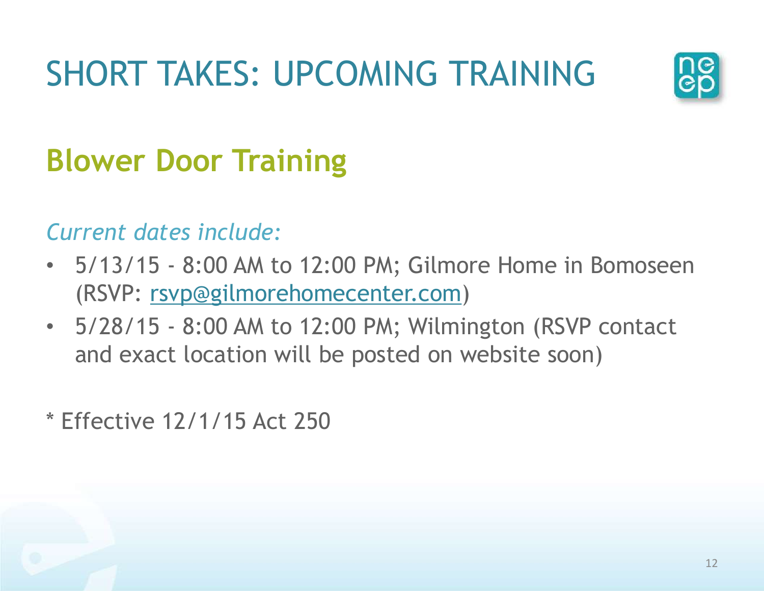# SHORT TAKES: UPCOMING TRAINING

## Blower Door Training

*Current dates include:*

- 5/13/15 - 8:00 AM to 12:00 PM; Gilmore Home in Bomoseen (RSVP: rsvp@gilmorehomecenter.com)
- 5/28/15 - 8:00 AM to 12:00 PM; Wilmington (RSVP contact and exact location will be posted on website soon)

* Effective 12/1/15 Act 250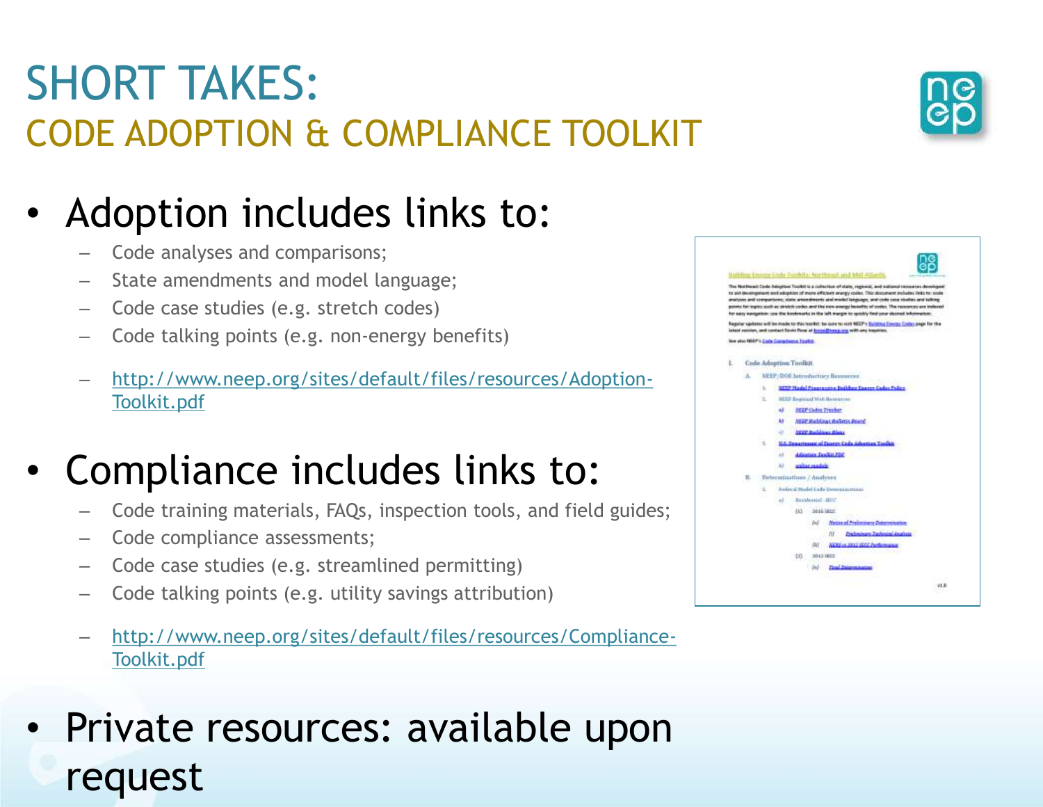# SHORT TAKES:

## CODE ADOPTION & COMPLIANCE TOOLKIT

- Adoption includes links to:
  - Code analyses and comparisons;
  - State amendments and model language;
  - Code case studies (e.g. stretch codes)
  - Code talking points (e.g. non-energy benefits)
  - http://www.neep.org/sites/default/files/resources/Adoption-Toolkit.pdf
- Compliance includes links to:
  - Code training materials, FAQs, inspection tools, and field guides;
  - Code compliance assessments;
  - Code case studies (e.g. streamlined permitting)
  - Code talking points (e.g. utility savings attribution)
  - http://www.neep.org/sites/default/files/resources/Compliance-Toolkit.pdf
- Private resources: available upon request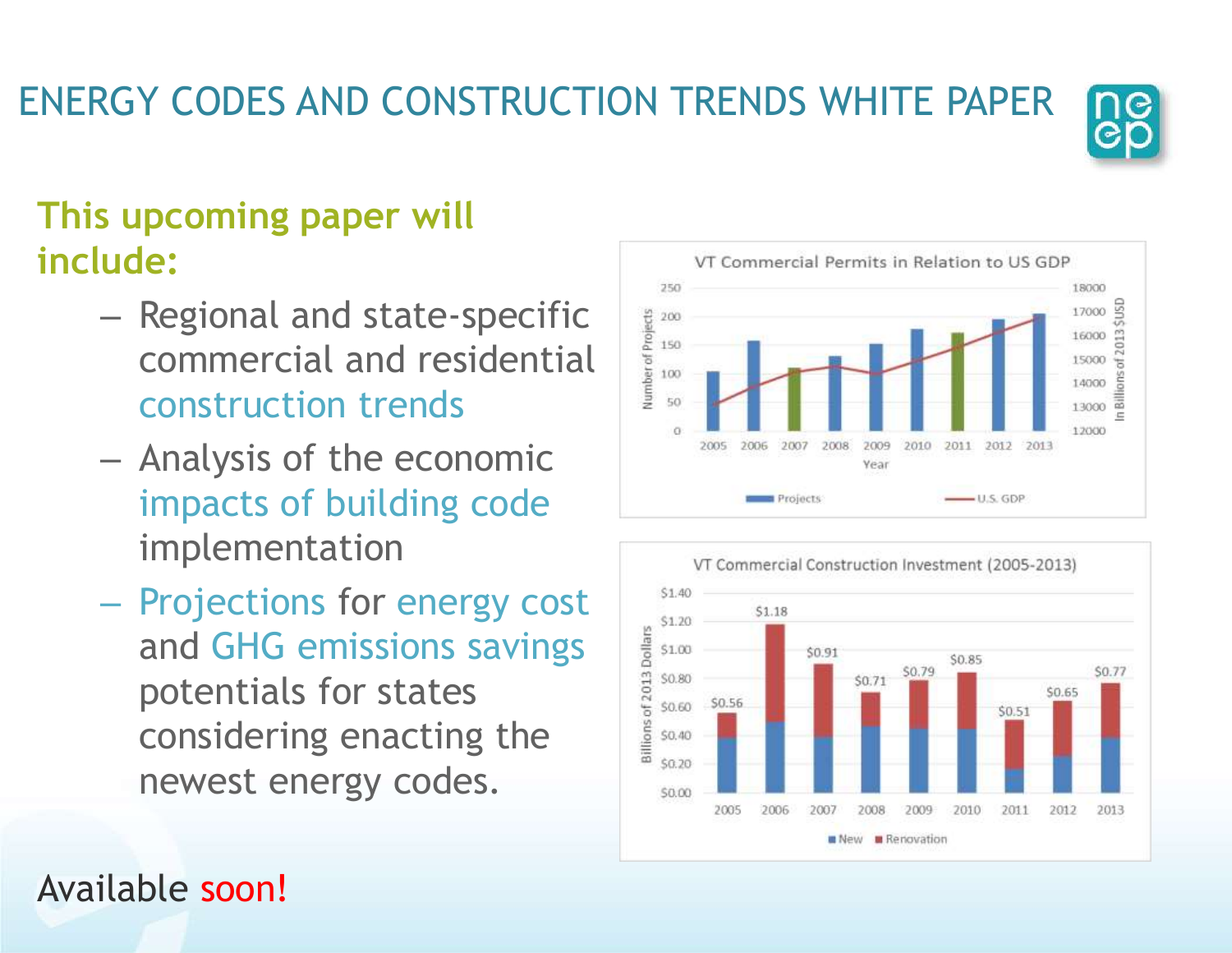# ENERGY CODES AND CONSTRUCTION TRENDS WHITE PAPER

## This upcoming paper will include:

- Regional and state-specific commercial and residential construction trends
- Analysis of the economic impacts of building code implementation
- Projections for energy cost and GHG emissions savings potentials for states considering enacting the newest energy codes.

**VT Commercial Permits in Relation to US GDP**

**VT Commercial Construction Investment (2005-2013)**

| Year | Investment (Billions of 2013 Dollars) |
|---|---|
| 2005 | $0.56 |
| 2006 | $1.18 |
| 2007 | $0.91 |
| 2008 | $0.71 |
| 2009 | $0.79 |
| 2010 | $0.85 |
| 2011 | $0.51 |
| 2012 | $0.65 |
| 2013 | $0.77 |

Available soon!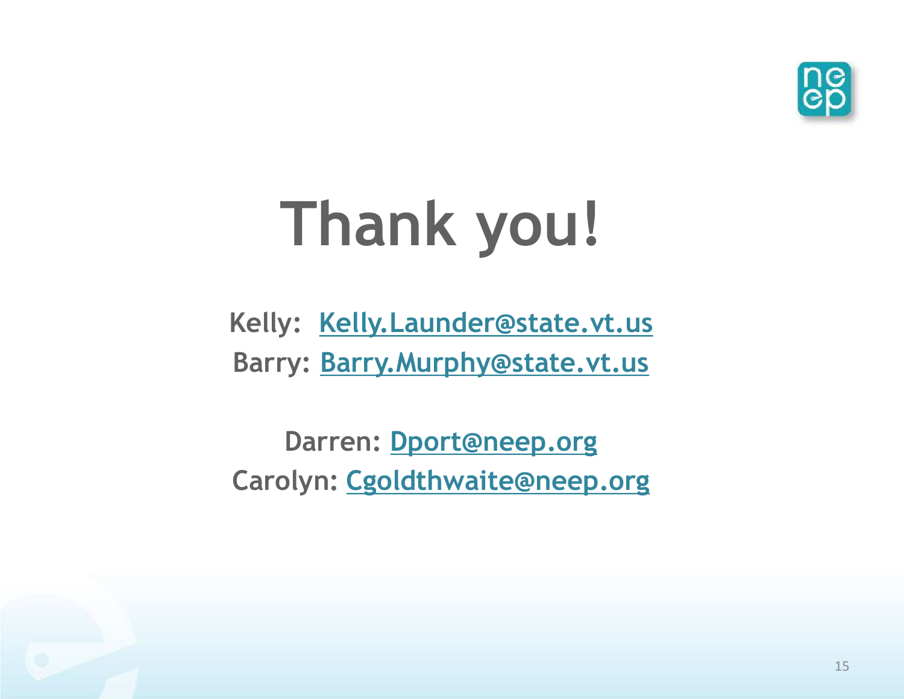# Thank you!

**Kelly: Kelly.Launder@state.vt.us**
**Barry: Barry.Murphy@state.vt.us**

**Darren: Dport@neep.org**
**Carolyn: Cgoldthwaite@neep.org**